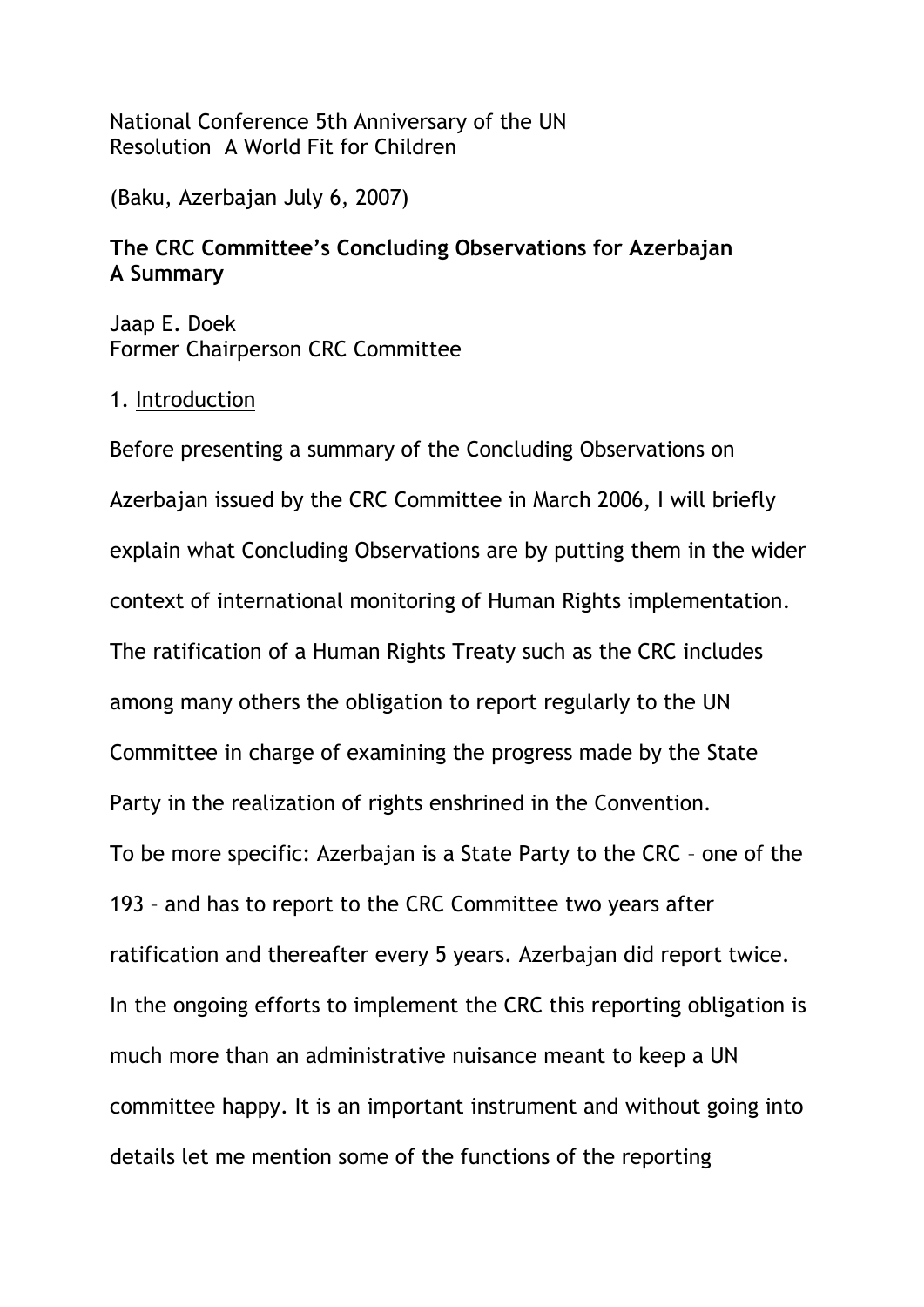National Conference 5th Anniversary of the UN Resolution A World Fit for Children

(Baku, Azerbajan July 6, 2007)

**The CRC Committee's Concluding Observations for Azerbajan A Summary**

Jaap E. Doek
Former Chairperson CRC Committee

## 1. Introduction

Before presenting a summary of the Concluding Observations on Azerbajan issued by the CRC Committee in March 2006, I will briefly explain what Concluding Observations are by putting them in the wider context of international monitoring of Human Rights implementation. The ratification of a Human Rights Treaty such as the CRC includes among many others the obligation to report regularly to the UN Committee in charge of examining the progress made by the State Party in the realization of rights enshrined in the Convention.
To be more specific: Azerbajan is a State Party to the CRC – one of the 193 – and has to report to the CRC Committee two years after ratification and thereafter every 5 years. Azerbajan did report twice. In the ongoing efforts to implement the CRC this reporting obligation is much more than an administrative nuisance meant to keep a UN committee happy. It is an important instrument and without going into details let me mention some of the functions of the reporting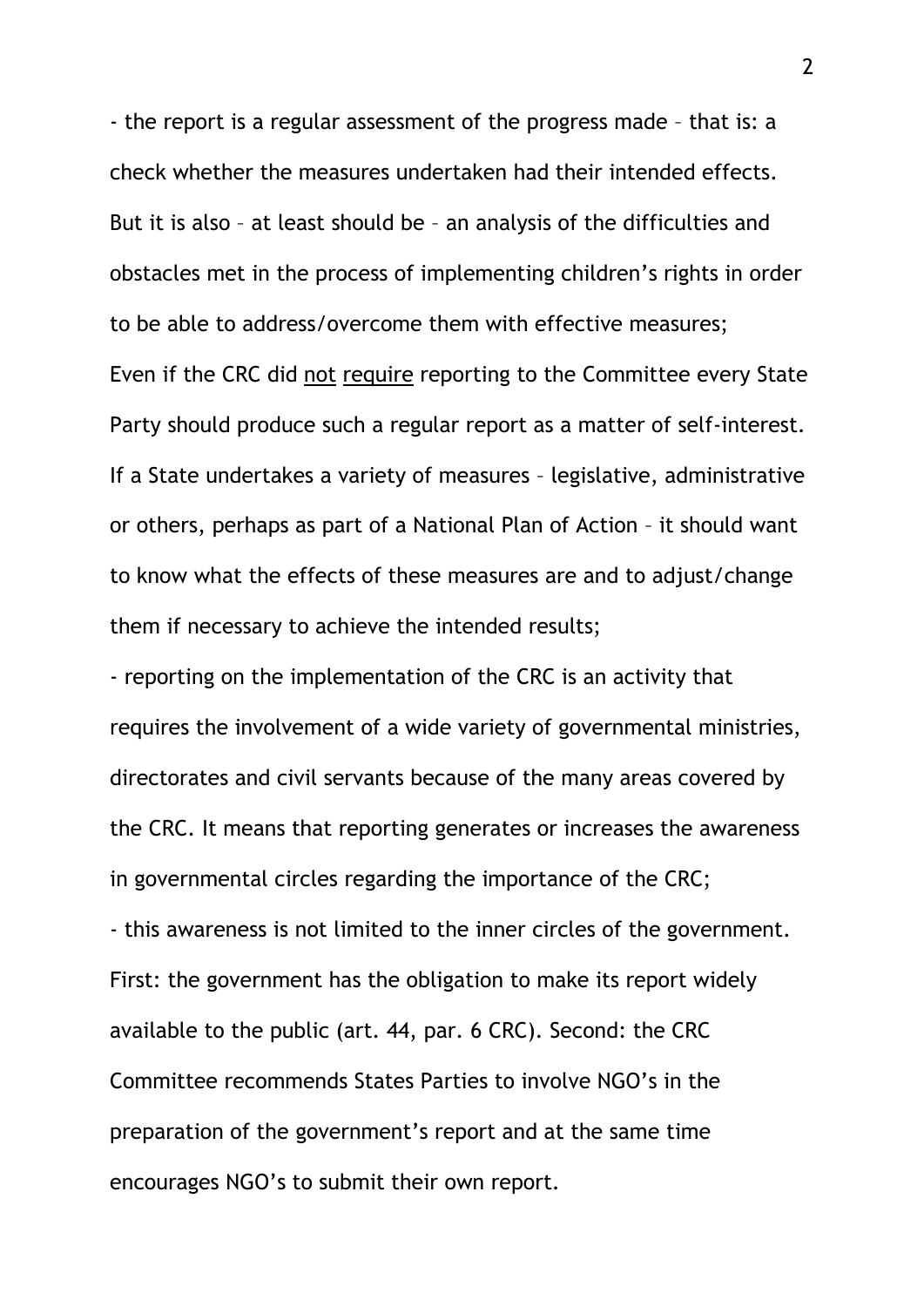- the report is a regular assessment of the progress made – that is: a check whether the measures undertaken had their intended effects. But it is also – at least should be – an analysis of the difficulties and obstacles met in the process of implementing children's rights in order to be able to address/overcome them with effective measures;

Even if the CRC did <u>not</u> <u>require</u> reporting to the Committee every State Party should produce such a regular report as a matter of self-interest. If a State undertakes a variety of measures – legislative, administrative or others, perhaps as part of a National Plan of Action – it should want to know what the effects of these measures are and to adjust/change them if necessary to achieve the intended results;

- reporting on the implementation of the CRC is an activity that requires the involvement of a wide variety of governmental ministries, directorates and civil servants because of the many areas covered by the CRC. It means that reporting generates or increases the awareness in governmental circles regarding the importance of the CRC;

- this awareness is not limited to the inner circles of the government. First: the government has the obligation to make its report widely available to the public (art. 44, par. 6 CRC). Second: the CRC Committee recommends States Parties to involve NGO's in the preparation of the government's report and at the same time encourages NGO's to submit their own report.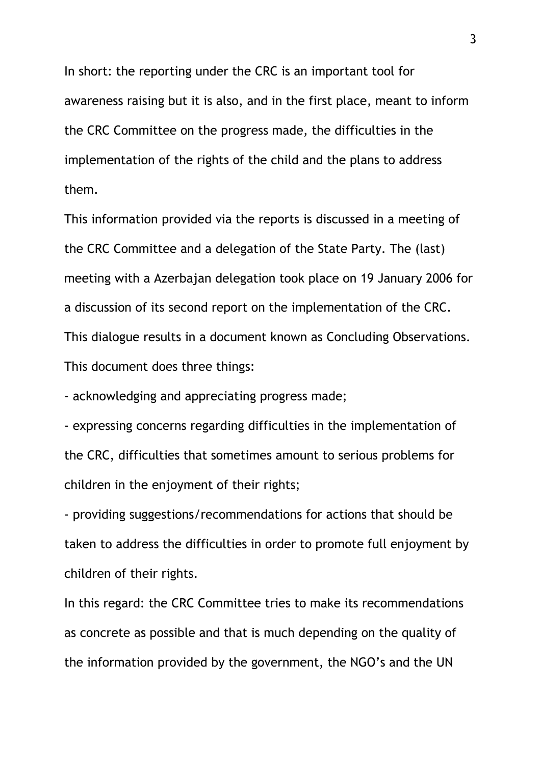In short: the reporting under the CRC is an important tool for awareness raising but it is also, and in the first place, meant to inform the CRC Committee on the progress made, the difficulties in the implementation of the rights of the child and the plans to address them.

This information provided via the reports is discussed in a meeting of the CRC Committee and a delegation of the State Party. The (last) meeting with a Azerbajan delegation took place on 19 January 2006 for a discussion of its second report on the implementation of the CRC.

This dialogue results in a document known as Concluding Observations.

This document does three things:

- acknowledging and appreciating progress made;
- expressing concerns regarding difficulties in the implementation of the CRC, difficulties that sometimes amount to serious problems for children in the enjoyment of their rights;
- providing suggestions/recommendations for actions that should be taken to address the difficulties in order to promote full enjoyment by children of their rights.

In this regard: the CRC Committee tries to make its recommendations as concrete as possible and that is much depending on the quality of the information provided by the government, the NGO's and the UN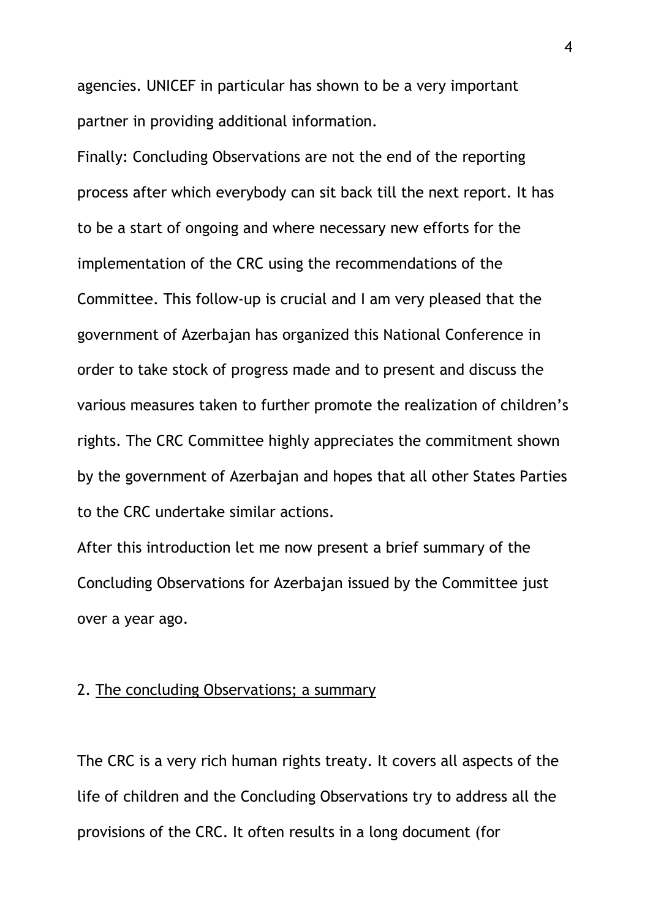agencies. UNICEF in particular has shown to be a very important partner in providing additional information.

Finally: Concluding Observations are not the end of the reporting process after which everybody can sit back till the next report. It has to be a start of ongoing and where necessary new efforts for the implementation of the CRC using the recommendations of the Committee. This follow-up is crucial and I am very pleased that the government of Azerbajan has organized this National Conference in order to take stock of progress made and to present and discuss the various measures taken to further promote the realization of children's rights. The CRC Committee highly appreciates the commitment shown by the government of Azerbajan and hopes that all other States Parties to the CRC undertake similar actions.

After this introduction let me now present a brief summary of the Concluding Observations for Azerbajan issued by the Committee just over a year ago.

## 2. The concluding Observations; a summary

The CRC is a very rich human rights treaty. It covers all aspects of the life of children and the Concluding Observations try to address all the provisions of the CRC. It often results in a long document (for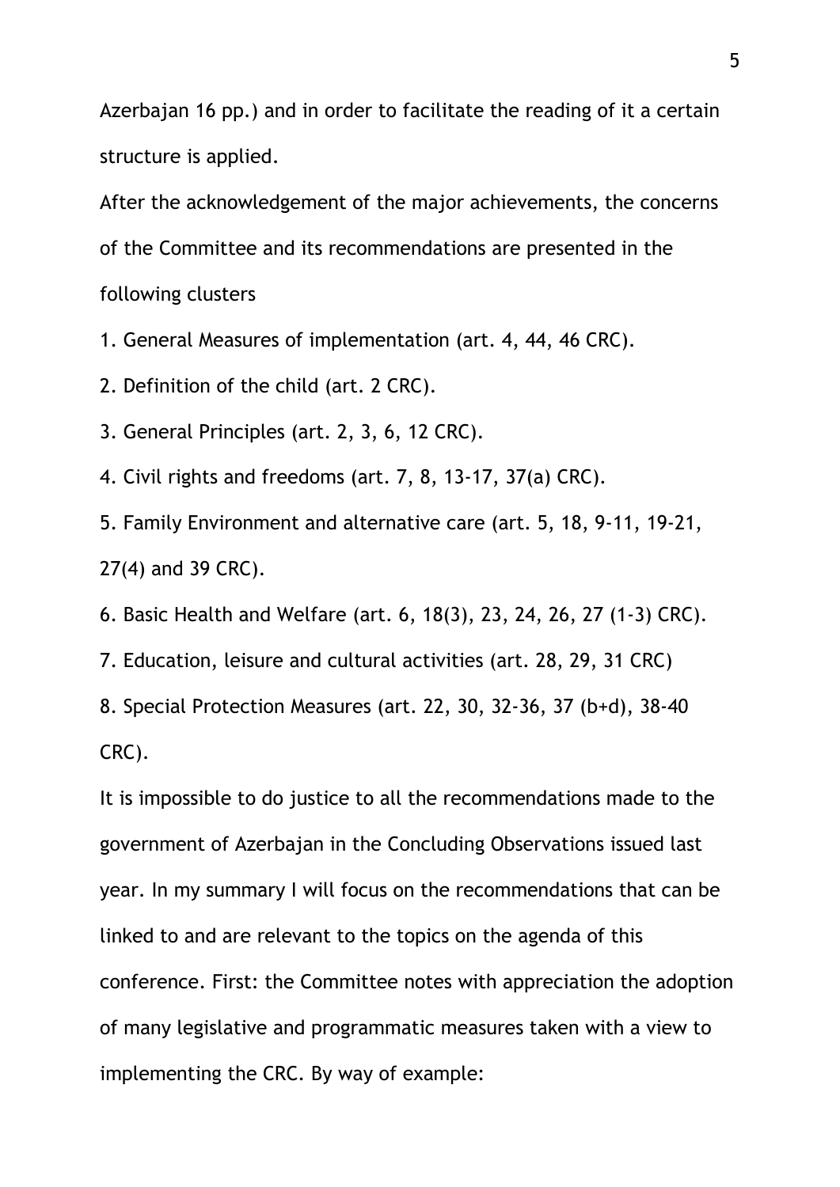Azerbajan 16 pp.) and in order to facilitate the reading of it a certain structure is applied.

After the acknowledgement of the major achievements, the concerns of the Committee and its recommendations are presented in the following clusters

1. General Measures of implementation (art. 4, 44, 46 CRC).
2. Definition of the child (art. 2 CRC).
3. General Principles (art. 2, 3, 6, 12 CRC).
4. Civil rights and freedoms (art. 7, 8, 13-17, 37(a) CRC).
5. Family Environment and alternative care (art. 5, 18, 9-11, 19-21, 27(4) and 39 CRC).
6. Basic Health and Welfare (art. 6, 18(3), 23, 24, 26, 27 (1-3) CRC).
7. Education, leisure and cultural activities (art. 28, 29, 31 CRC)
8. Special Protection Measures (art. 22, 30, 32-36, 37 (b+d), 38-40 CRC).

It is impossible to do justice to all the recommendations made to the government of Azerbajan in the Concluding Observations issued last year. In my summary I will focus on the recommendations that can be linked to and are relevant to the topics on the agenda of this conference. First: the Committee notes with appreciation the adoption of many legislative and programmatic measures taken with a view to implementing the CRC. By way of example: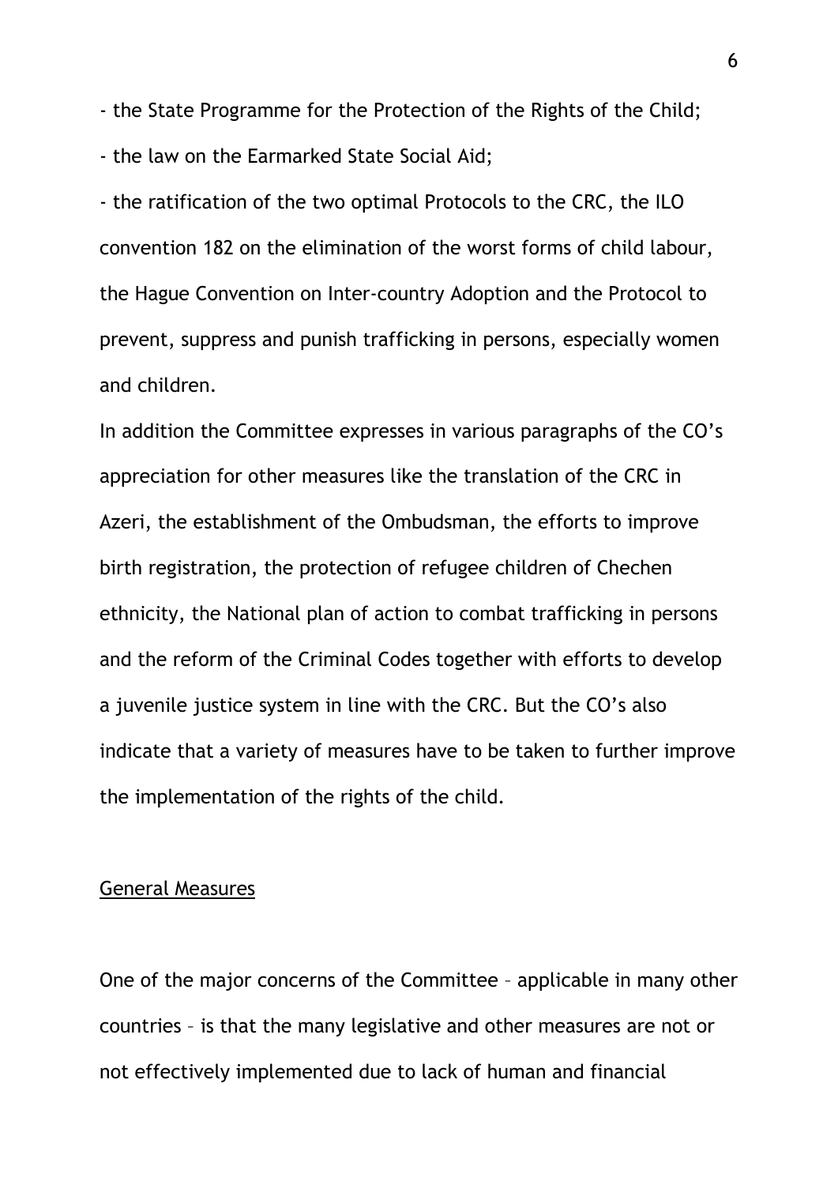- the State Programme for the Protection of the Rights of the Child;
- the law on the Earmarked State Social Aid;
- the ratification of the two optimal Protocols to the CRC, the ILO convention 182 on the elimination of the worst forms of child labour, the Hague Convention on Inter-country Adoption and the Protocol to prevent, suppress and punish trafficking in persons, especially women and children.

In addition the Committee expresses in various paragraphs of the CO's appreciation for other measures like the translation of the CRC in Azeri, the establishment of the Ombudsman, the efforts to improve birth registration, the protection of refugee children of Chechen ethnicity, the National plan of action to combat trafficking in persons and the reform of the Criminal Codes together with efforts to develop a juvenile justice system in line with the CRC. But the CO's also indicate that a variety of measures have to be taken to further improve the implementation of the rights of the child.

<u>General Measures</u>

One of the major concerns of the Committee – applicable in many other countries – is that the many legislative and other measures are not or not effectively implemented due to lack of human and financial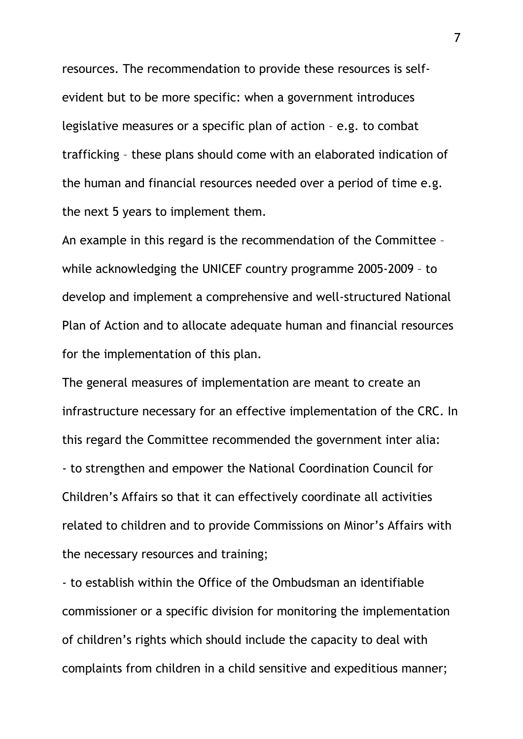resources. The recommendation to provide these resources is self-evident but to be more specific: when a government introduces legislative measures or a specific plan of action – e.g. to combat trafficking – these plans should come with an elaborated indication of the human and financial resources needed over a period of time e.g. the next 5 years to implement them.

An example in this regard is the recommendation of the Committee – while acknowledging the UNICEF country programme 2005-2009 – to develop and implement a comprehensive and well-structured National Plan of Action and to allocate adequate human and financial resources for the implementation of this plan.

The general measures of implementation are meant to create an infrastructure necessary for an effective implementation of the CRC. In this regard the Committee recommended the government inter alia:

- to strengthen and empower the National Coordination Council for Children's Affairs so that it can effectively coordinate all activities related to children and to provide Commissions on Minor's Affairs with the necessary resources and training;
- to establish within the Office of the Ombudsman an identifiable commissioner or a specific division for monitoring the implementation of children's rights which should include the capacity to deal with complaints from children in a child sensitive and expeditious manner;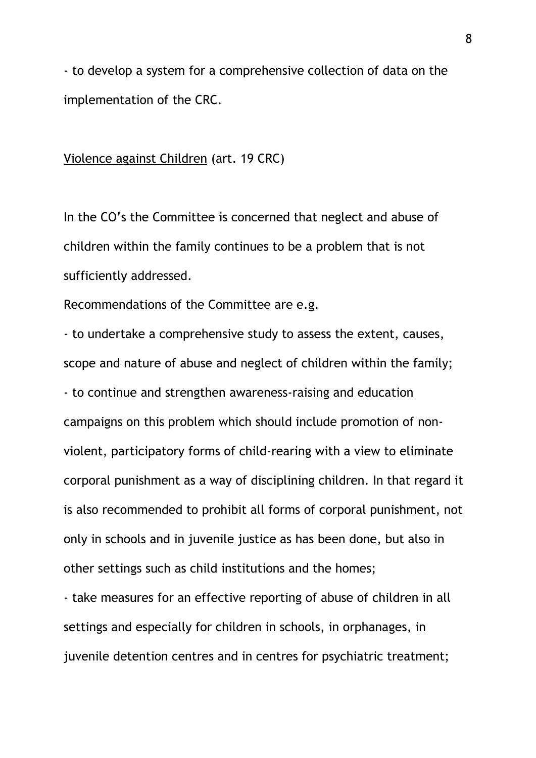- to develop a system for a comprehensive collection of data on the implementation of the CRC.

<u>Violence against Children</u> (art. 19 CRC)

In the CO's the Committee is concerned that neglect and abuse of children within the family continues to be a problem that is not sufficiently addressed.

Recommendations of the Committee are e.g.

- to undertake a comprehensive study to assess the extent, causes, scope and nature of abuse and neglect of children within the family;
- to continue and strengthen awareness-raising and education campaigns on this problem which should include promotion of non-violent, participatory forms of child-rearing with a view to eliminate corporal punishment as a way of disciplining children. In that regard it is also recommended to prohibit all forms of corporal punishment, not only in schools and in juvenile justice as has been done, but also in other settings such as child institutions and the homes;
- take measures for an effective reporting of abuse of children in all settings and especially for children in schools, in orphanages, in juvenile detention centres and in centres for psychiatric treatment;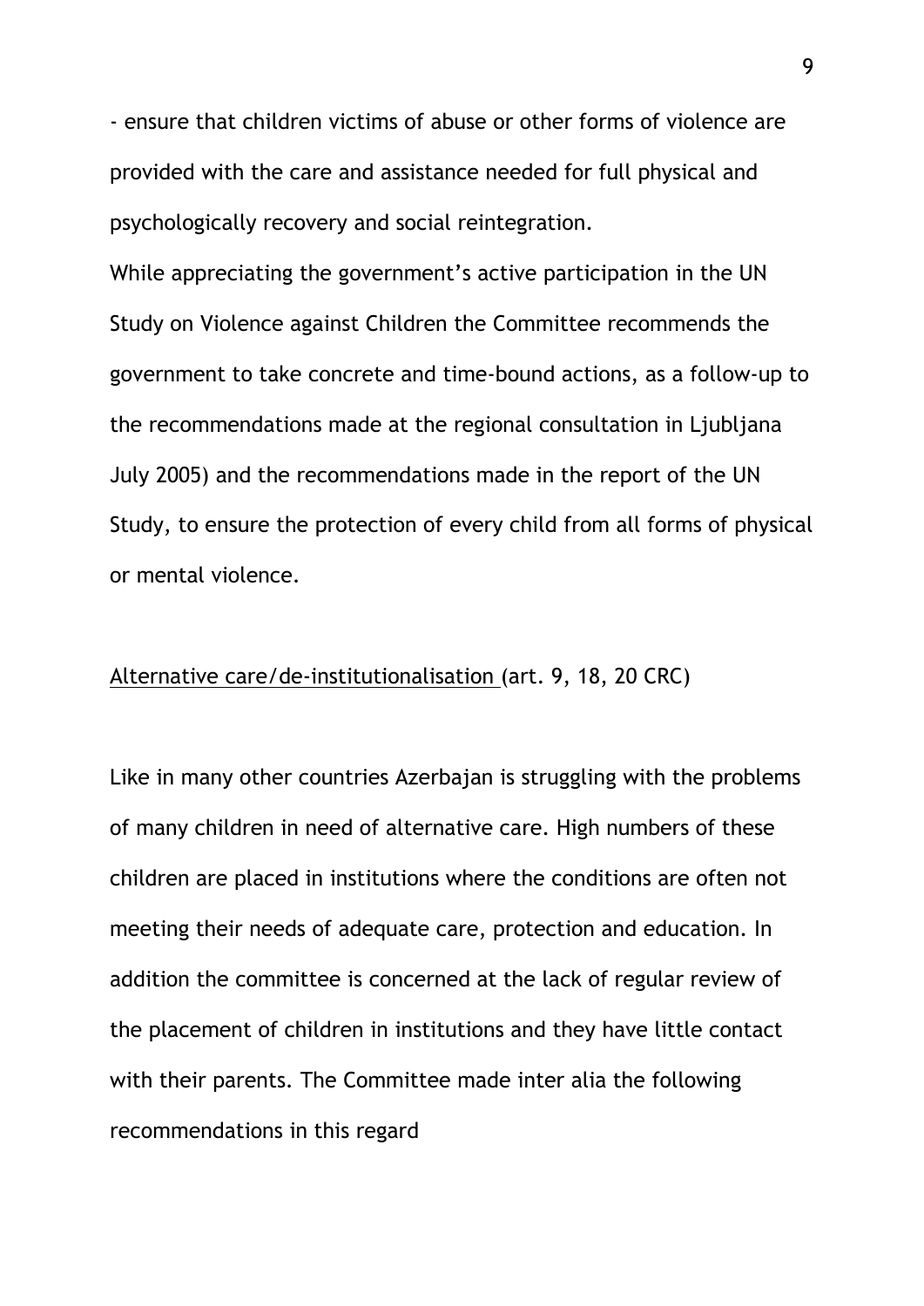- ensure that children victims of abuse or other forms of violence are provided with the care and assistance needed for full physical and psychologically recovery and social reintegration.

While appreciating the government's active participation in the UN Study on Violence against Children the Committee recommends the government to take concrete and time-bound actions, as a follow-up to the recommendations made at the regional consultation in Ljubljana July 2005) and the recommendations made in the report of the UN Study, to ensure the protection of every child from all forms of physical or mental violence.

Alternative care/de-institutionalisation (art. 9, 18, 20 CRC)

Like in many other countries Azerbajan is struggling with the problems of many children in need of alternative care. High numbers of these children are placed in institutions where the conditions are often not meeting their needs of adequate care, protection and education. In addition the committee is concerned at the lack of regular review of the placement of children in institutions and they have little contact with their parents. The Committee made inter alia the following recommendations in this regard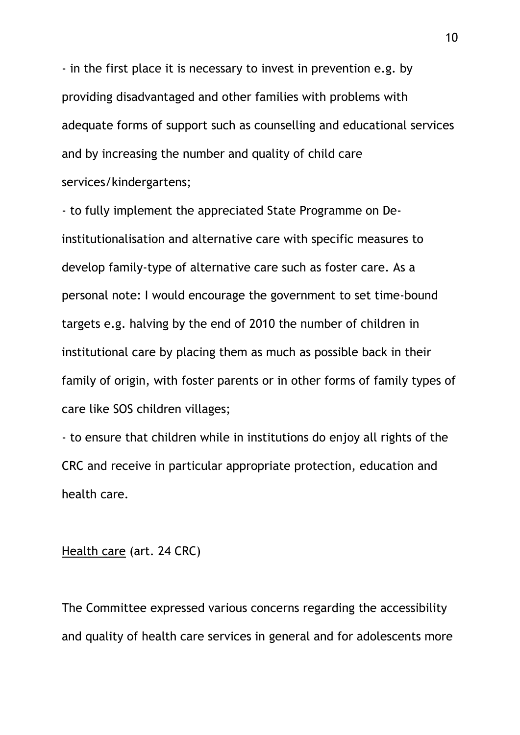- in the first place it is necessary to invest in prevention e.g. by providing disadvantaged and other families with problems with adequate forms of support such as counselling and educational services and by increasing the number and quality of child care services/kindergartens;

- to fully implement the appreciated State Programme on De-institutionalisation and alternative care with specific measures to develop family-type of alternative care such as foster care. As a personal note: I would encourage the government to set time-bound targets e.g. halving by the end of 2010 the number of children in institutional care by placing them as much as possible back in their family of origin, with foster parents or in other forms of family types of care like SOS children villages;

- to ensure that children while in institutions do enjoy all rights of the CRC and receive in particular appropriate protection, education and health care.

<u>Health care</u> (art. 24 CRC)

The Committee expressed various concerns regarding the accessibility and quality of health care services in general and for adolescents more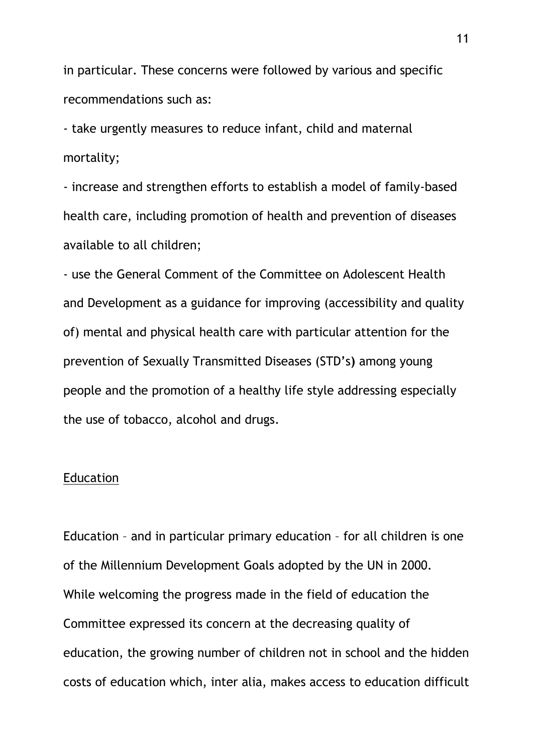in particular. These concerns were followed by various and specific recommendations such as:

- take urgently measures to reduce infant, child and maternal mortality;
- increase and strengthen efforts to establish a model of family-based health care, including promotion of health and prevention of diseases available to all children;
- use the General Comment of the Committee on Adolescent Health and Development as a guidance for improving (accessibility and quality of) mental and physical health care with particular attention for the prevention of Sexually Transmitted Diseases (STD's) among young people and the promotion of a healthy life style addressing especially the use of tobacco, alcohol and drugs.

<u>Education</u>

Education – and in particular primary education – for all children is one of the Millennium Development Goals adopted by the UN in 2000. While welcoming the progress made in the field of education the Committee expressed its concern at the decreasing quality of education, the growing number of children not in school and the hidden costs of education which, inter alia, makes access to education difficult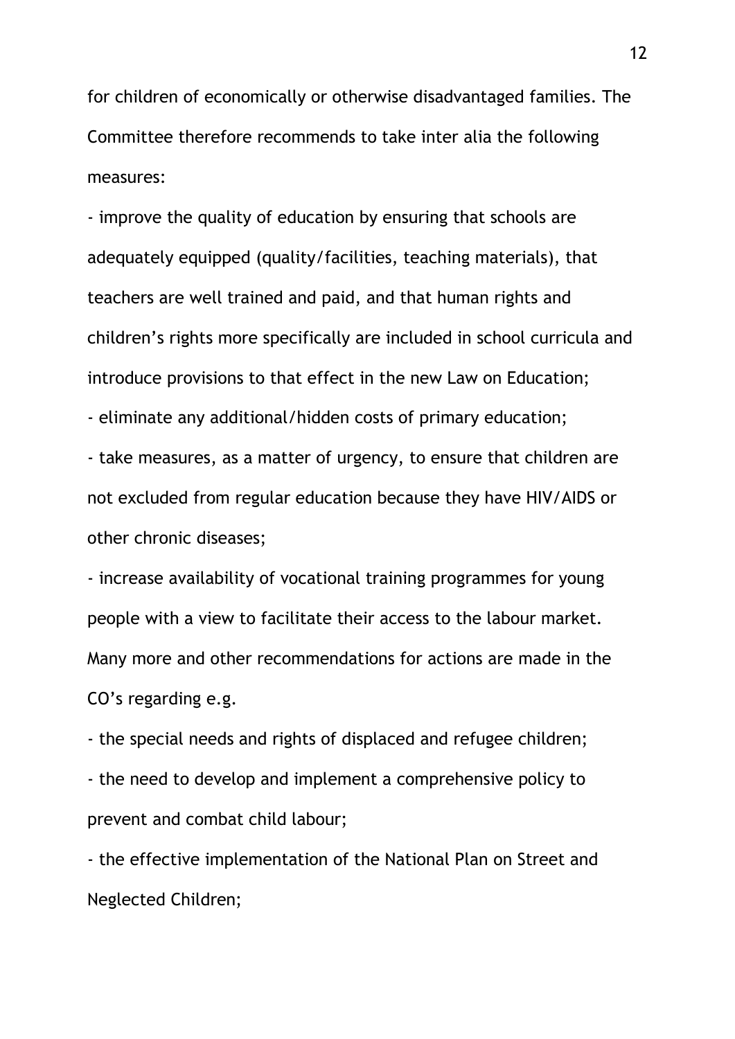for children of economically or otherwise disadvantaged families. The Committee therefore recommends to take inter alia the following measures:

- improve the quality of education by ensuring that schools are adequately equipped (quality/facilities, teaching materials), that teachers are well trained and paid, and that human rights and children's rights more specifically are included in school curricula and introduce provisions to that effect in the new Law on Education;
- eliminate any additional/hidden costs of primary education;
- take measures, as a matter of urgency, to ensure that children are not excluded from regular education because they have HIV/AIDS or other chronic diseases;
- increase availability of vocational training programmes for young people with a view to facilitate their access to the labour market.

Many more and other recommendations for actions are made in the CO's regarding e.g.

- the special needs and rights of displaced and refugee children;
- the need to develop and implement a comprehensive policy to prevent and combat child labour;
- the effective implementation of the National Plan on Street and Neglected Children;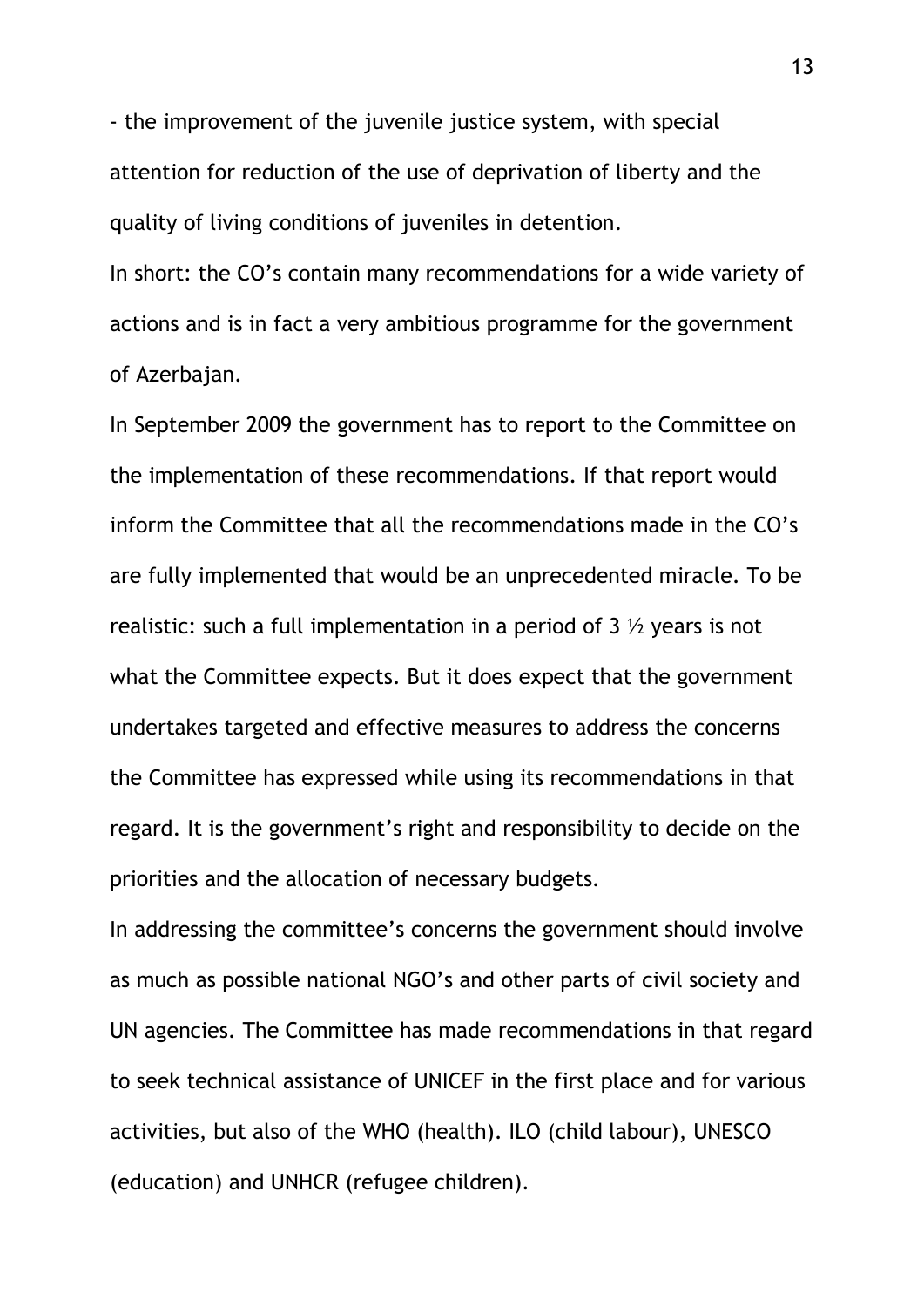- the improvement of the juvenile justice system, with special attention for reduction of the use of deprivation of liberty and the quality of living conditions of juveniles in detention.

In short: the CO's contain many recommendations for a wide variety of actions and is in fact a very ambitious programme for the government of Azerbajan.

In September 2009 the government has to report to the Committee on the implementation of these recommendations. If that report would inform the Committee that all the recommendations made in the CO's are fully implemented that would be an unprecedented miracle. To be realistic: such a full implementation in a period of 3 ½ years is not what the Committee expects. But it does expect that the government undertakes targeted and effective measures to address the concerns the Committee has expressed while using its recommendations in that regard. It is the government's right and responsibility to decide on the priorities and the allocation of necessary budgets.

In addressing the committee's concerns the government should involve as much as possible national NGO's and other parts of civil society and UN agencies. The Committee has made recommendations in that regard to seek technical assistance of UNICEF in the first place and for various activities, but also of the WHO (health). ILO (child labour), UNESCO (education) and UNHCR (refugee children).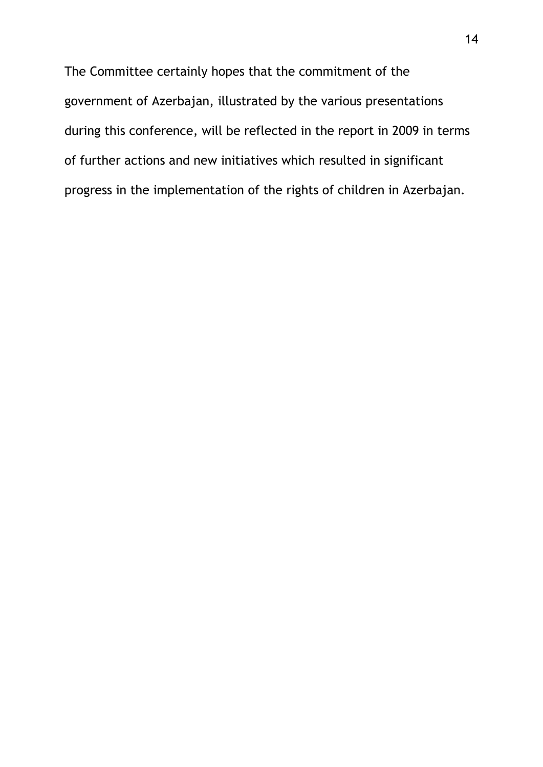The Committee certainly hopes that the commitment of the government of Azerbajan, illustrated by the various presentations during this conference, will be reflected in the report in 2009 in terms of further actions and new initiatives which resulted in significant progress in the implementation of the rights of children in Azerbajan.